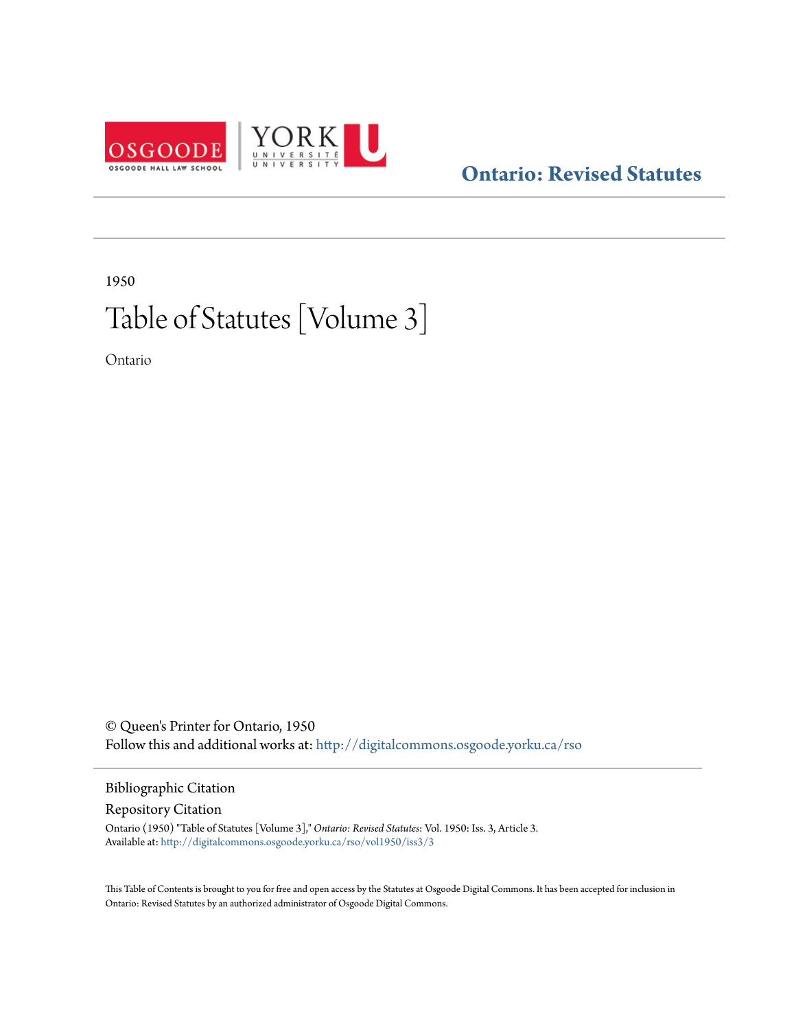**Ontario: Revised Statutes**

1950

# Table of Statutes [Volume 3]

Ontario

© Queen's Printer for Ontario, 1950

Follow this and additional works at: http://digitalcommons.osgoode.yorku.ca/rso

Bibliographic Citation

Repository Citation

Ontario (1950) "Table of Statutes [Volume 3]," *Ontario: Revised Statutes*: Vol. 1950: Iss. 3, Article 3.
Available at: http://digitalcommons.osgoode.yorku.ca/rso/vol1950/iss3/3

This Table of Contents is brought to you for free and open access by the Statutes at Osgoode Digital Commons. It has been accepted for inclusion in Ontario: Revised Statutes by an authorized administrator of Osgoode Digital Commons.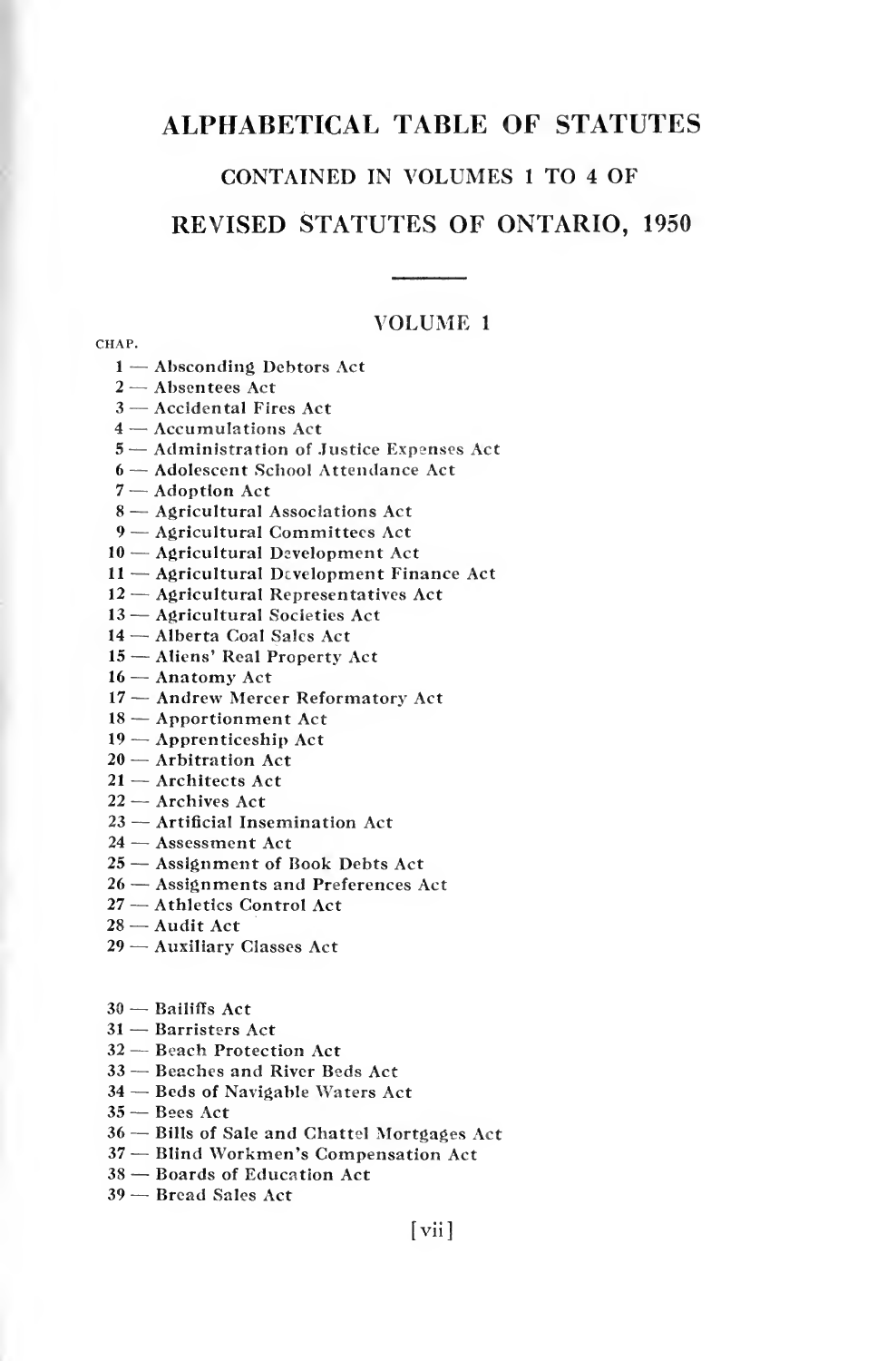# ALPHABETICAL TABLE OF STATUTES

## CONTAINED IN VOLUMES 1 TO 4 OF

# REVISED STATUTES OF ONTARIO, 1950

## VOLUME 1

CHAP.

1 — Absconding Debtors Act
2 — Absentees Act
3 — Accidental Fires Act
4 — Accumulations Act
5 — Administration of Justice Expenses Act
6 — Adolescent School Attendance Act
7 — Adoption Act
8 — Agricultural Associations Act
9 — Agricultural Committees Act
10 — Agricultural Development Act
11 — Agricultural Development Finance Act
12 — Agricultural Representatives Act
13 — Agricultural Societies Act
14 — Alberta Coal Sales Act
15 — Aliens' Real Property Act
16 — Anatomy Act
17 — Andrew Mercer Reformatory Act
18 — Apportionment Act
19 — Apprenticeship Act
20 — Arbitration Act
21 — Architects Act
22 — Archives Act
23 — Artificial Insemination Act
24 — Assessment Act
25 — Assignment of Book Debts Act
26 — Assignments and Preferences Act
27 — Athletics Control Act
28 — Audit Act
29 — Auxiliary Classes Act

30 — Bailiffs Act
31 — Barristers Act
32 — Beach Protection Act
33 — Beaches and River Beds Act
34 — Beds of Navigable Waters Act
35 — Bees Act
36 — Bills of Sale and Chattel Mortgages Act
37 — Blind Workmen's Compensation Act
38 — Boards of Education Act
39 — Bread Sales Act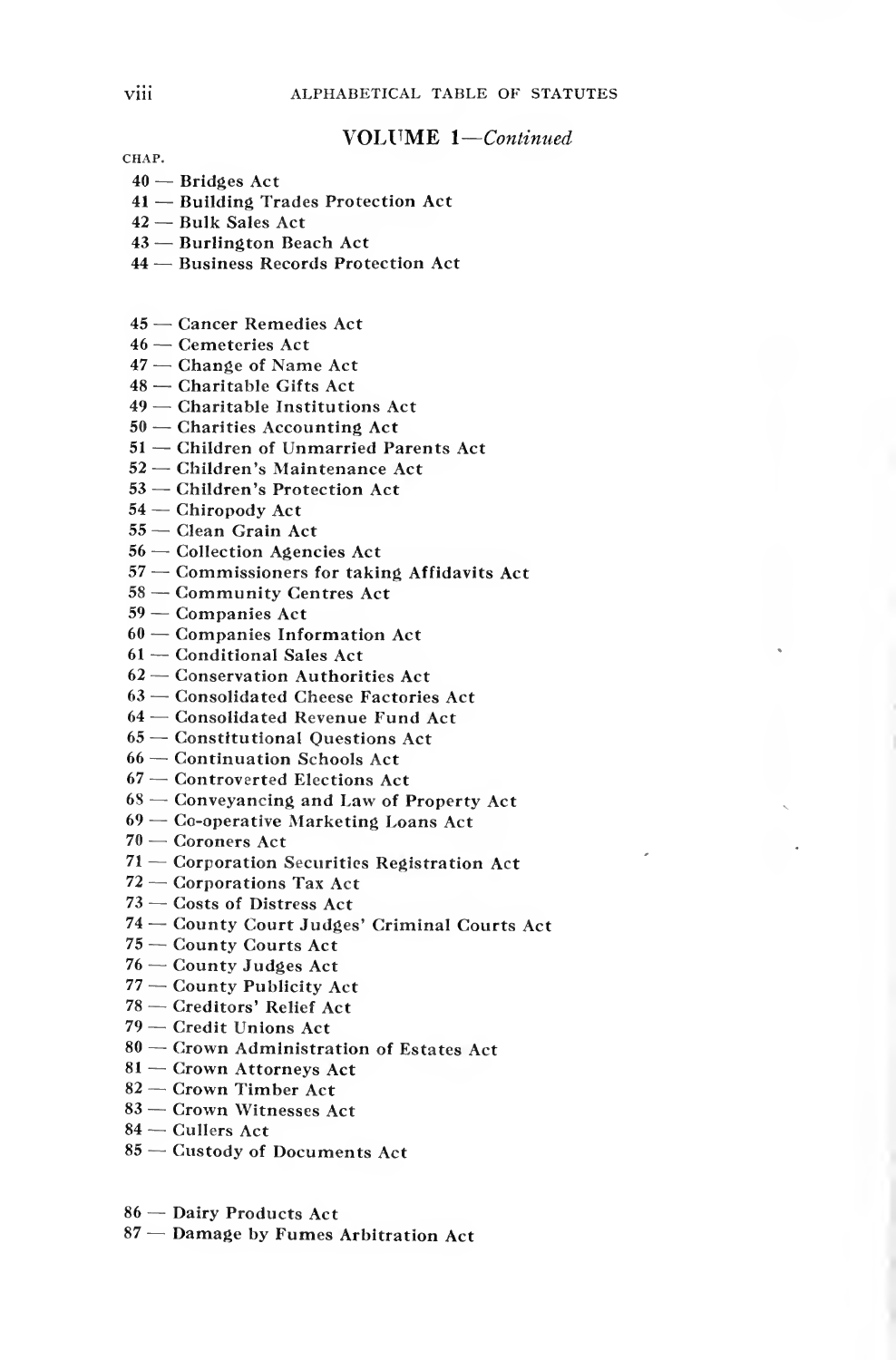## VOLUME 1—*Continued*

CHAP.

40 — Bridges Act
41 — Building Trades Protection Act
42 — Bulk Sales Act
43 — Burlington Beach Act
44 — Business Records Protection Act

45 — Cancer Remedies Act
46 — Cemeteries Act
47 — Change of Name Act
48 — Charitable Gifts Act
49 — Charitable Institutions Act
50 — Charities Accounting Act
51 — Children of Unmarried Parents Act
52 — Children's Maintenance Act
53 — Children's Protection Act
54 — Chiropody Act
55 — Clean Grain Act
56 — Collection Agencies Act
57 — Commissioners for taking Affidavits Act
58 — Community Centres Act
59 — Companies Act
60 — Companies Information Act
61 — Conditional Sales Act
62 — Conservation Authorities Act
63 — Consolidated Cheese Factories Act
64 — Consolidated Revenue Fund Act
65 — Constitutional Questions Act
66 — Continuation Schools Act
67 — Controverted Elections Act
68 — Conveyancing and Law of Property Act
69 — Co-operative Marketing Loans Act
70 — Coroners Act
71 — Corporation Securities Registration Act
72 — Corporations Tax Act
73 — Costs of Distress Act
74 — County Court Judges' Criminal Courts Act
75 — County Courts Act
76 — County Judges Act
77 — County Publicity Act
78 — Creditors' Relief Act
79 — Credit Unions Act
80 — Crown Administration of Estates Act
81 — Crown Attorneys Act
82 — Crown Timber Act
83 — Crown Witnesses Act
84 — Cullers Act
85 — Custody of Documents Act

86 — Dairy Products Act
87 — Damage by Fumes Arbitration Act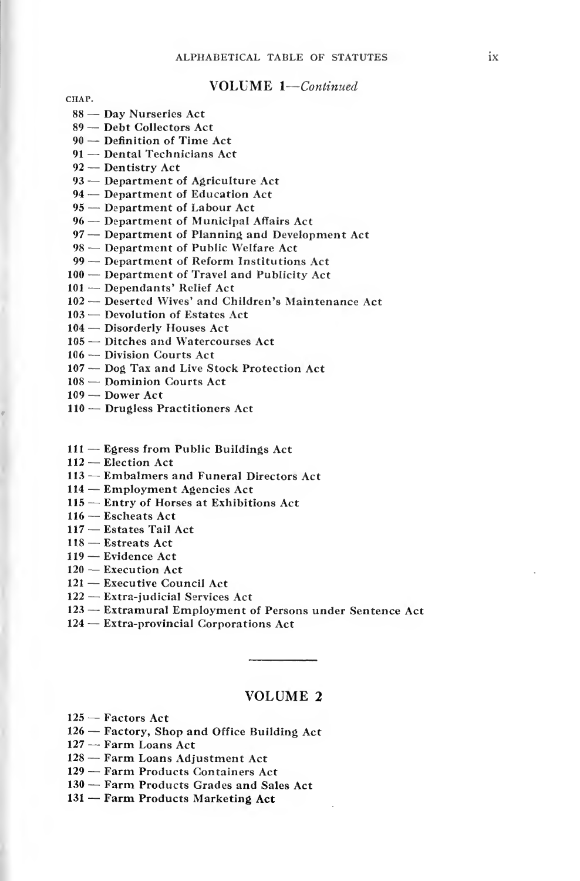## VOLUME 1—*Continued*

CHAP.

88 — Day Nurseries Act
89 — Debt Collectors Act
90 — Definition of Time Act
91 — Dental Technicians Act
92 — Dentistry Act
93 — Department of Agriculture Act
94 — Department of Education Act
95 — Department of Labour Act
96 — Department of Municipal Affairs Act
97 — Department of Planning and Development Act
98 — Department of Public Welfare Act
99 — Department of Reform Institutions Act
100 — Department of Travel and Publicity Act
101 — Dependants' Relief Act
102 — Deserted Wives' and Children's Maintenance Act
103 — Devolution of Estates Act
104 — Disorderly Houses Act
105 — Ditches and Watercourses Act
106 — Division Courts Act
107 — Dog Tax and Live Stock Protection Act
108 — Dominion Courts Act
109 — Dower Act
110 — Drugless Practitioners Act

111 — Egress from Public Buildings Act
112 — Election Act
113 — Embalmers and Funeral Directors Act
114 — Employment Agencies Act
115 — Entry of Horses at Exhibitions Act
116 — Escheats Act
117 — Estates Tail Act
118 — Estreats Act
119 — Evidence Act
120 — Execution Act
121 — Executive Council Act
122 — Extra-judicial Services Act
123 — Extramural Employment of Persons under Sentence Act
124 — Extra-provincial Corporations Act

## VOLUME 2

125 — Factors Act
126 — Factory, Shop and Office Building Act
127 — Farm Loans Act
128 — Farm Loans Adjustment Act
129 — Farm Products Containers Act
130 — Farm Products Grades and Sales Act
131 — Farm Products Marketing Act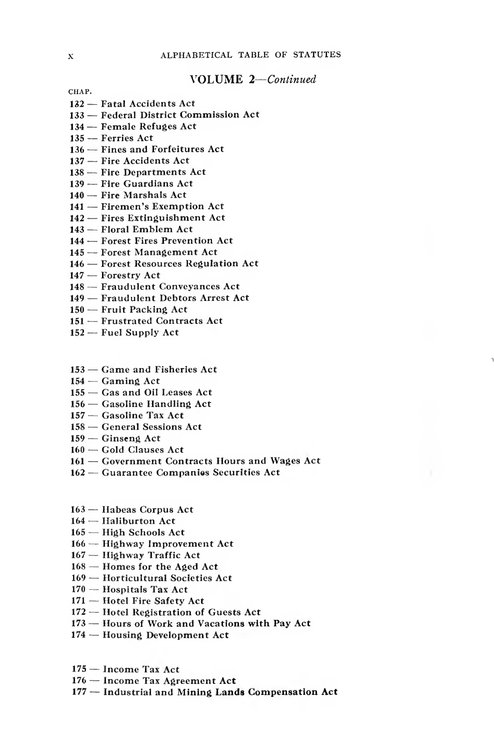## VOLUME 2—*Continued*

CHAP.

132 — Fatal Accidents Act
133 — Federal District Commission Act
134 — Female Refuges Act
135 — Ferries Act
136 — Fines and Forfeitures Act
137 — Fire Accidents Act
138 — Fire Departments Act
139 — Fire Guardians Act
140 — Fire Marshals Act
141 — Firemen's Exemption Act
142 — Fires Extinguishment Act
143 — Floral Emblem Act
144 — Forest Fires Prevention Act
145 — Forest Management Act
146 — Forest Resources Regulation Act
147 — Forestry Act
148 — Fraudulent Conveyances Act
149 — Fraudulent Debtors Arrest Act
150 — Fruit Packing Act
151 — Frustrated Contracts Act
152 — Fuel Supply Act

153 — Game and Fisheries Act
154 — Gaming Act
155 — Gas and Oil Leases Act
156 — Gasoline Handling Act
157 — Gasoline Tax Act
158 — General Sessions Act
159 — Ginseng Act
160 — Gold Clauses Act
161 — Government Contracts Hours and Wages Act
162 — Guarantee Companies Securities Act

163 — Habeas Corpus Act
164 — Haliburton Act
165 — High Schools Act
166 — Highway Improvement Act
167 — Highway Traffic Act
168 — Homes for the Aged Act
169 — Horticultural Societies Act
170 — Hospitals Tax Act
171 — Hotel Fire Safety Act
172 — Hotel Registration of Guests Act
173 — Hours of Work and Vacations with Pay Act
174 — Housing Development Act

175 — Income Tax Act
176 — Income Tax Agreement Act
177 — Industrial and Mining Lands Compensation Act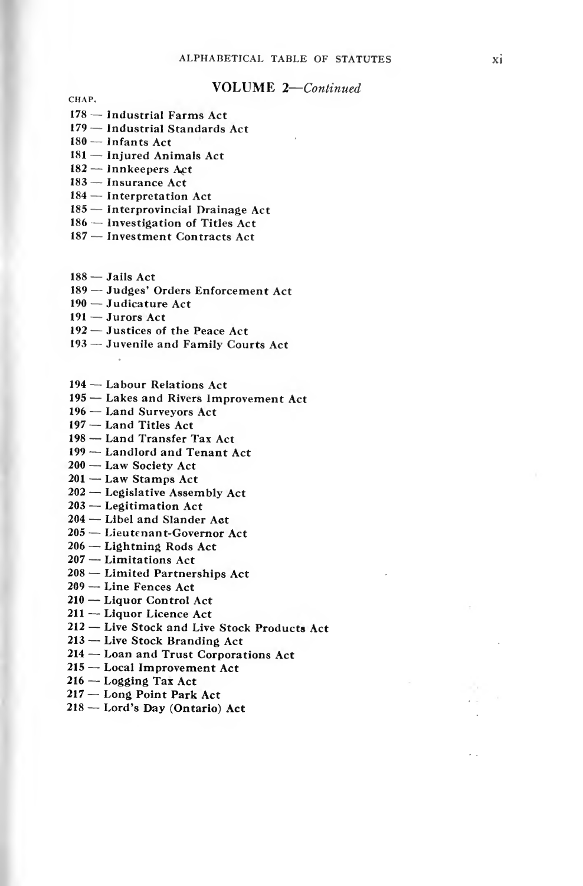## VOLUME 2—*Continued*

CHAP.

178 — Industrial Farms Act
179 — Industrial Standards Act
180 — Infants Act
181 — Injured Animals Act
182 — Innkeepers Act
183 — Insurance Act
184 — Interpretation Act
185 — Interprovincial Drainage Act
186 — Investigation of Titles Act
187 — Investment Contracts Act

188 — Jails Act
189 — Judges' Orders Enforcement Act
190 — Judicature Act
191 — Jurors Act
192 — Justices of the Peace Act
193 — Juvenile and Family Courts Act

194 — Labour Relations Act
195 — Lakes and Rivers Improvement Act
196 — Land Surveyors Act
197 — Land Titles Act
198 — Land Transfer Tax Act
199 — Landlord and Tenant Act
200 — Law Society Act
201 — Law Stamps Act
202 — Legislative Assembly Act
203 — Legitimation Act
204 — Libel and Slander Act
205 — Lieutenant-Governor Act
206 — Lightning Rods Act
207 — Limitations Act
208 — Limited Partnerships Act
209 — Line Fences Act
210 — Liquor Control Act
211 — Liquor Licence Act
212 — Live Stock and Live Stock Products Act
213 — Live Stock Branding Act
214 — Loan and Trust Corporations Act
215 — Local Improvement Act
216 — Logging Tax Act
217 — Long Point Park Act
218 — Lord's Day (Ontario) Act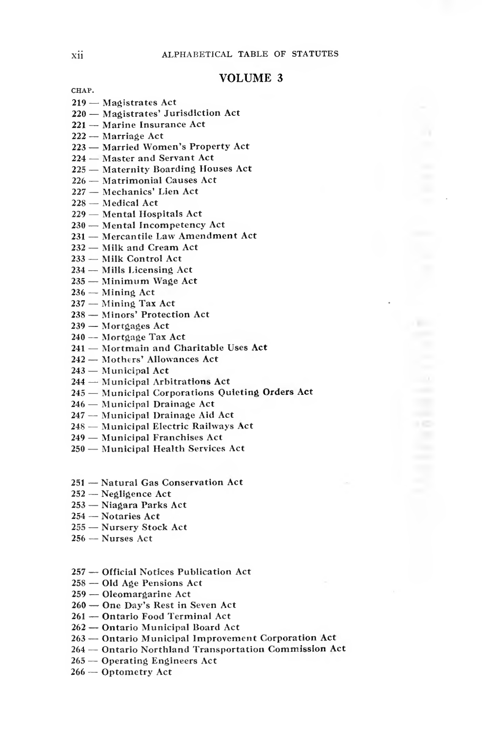## VOLUME 3

CHAP.

219 — Magistrates Act
220 — Magistrates' Jurisdiction Act
221 — Marine Insurance Act
222 — Marriage Act
223 — Married Women's Property Act
224 — Master and Servant Act
225 — Maternity Boarding Houses Act
226 — Matrimonial Causes Act
227 — Mechanics' Lien Act
228 — Medical Act
229 — Mental Hospitals Act
230 — Mental Incompetency Act
231 — Mercantile Law Amendment Act
232 — Milk and Cream Act
233 — Milk Control Act
234 — Mills Licensing Act
235 — Minimum Wage Act
236 — Mining Act
237 — Mining Tax Act
238 — Minors' Protection Act
239 — Mortgages Act
240 — Mortgage Tax Act
241 — Mortmain and Charitable Uses Act
242 — Mothers' Allowances Act
243 — Municipal Act
244 — Municipal Arbitrations Act
245 — Municipal Corporations Quieting Orders Act
246 — Municipal Drainage Act
247 — Municipal Drainage Aid Act
248 — Municipal Electric Railways Act
249 — Municipal Franchises Act
250 — Municipal Health Services Act

251 — Natural Gas Conservation Act
252 — Negligence Act
253 — Niagara Parks Act
254 — Notaries Act
255 — Nursery Stock Act
256 — Nurses Act

257 — Official Notices Publication Act
258 — Old Age Pensions Act
259 — Oleomargarine Act
260 — One Day's Rest in Seven Act
261 — Ontario Food Terminal Act
262 — Ontario Municipal Board Act
263 — Ontario Municipal Improvement Corporation Act
264 — Ontario Northland Transportation Commission Act
265 — Operating Engineers Act
266 — Optometry Act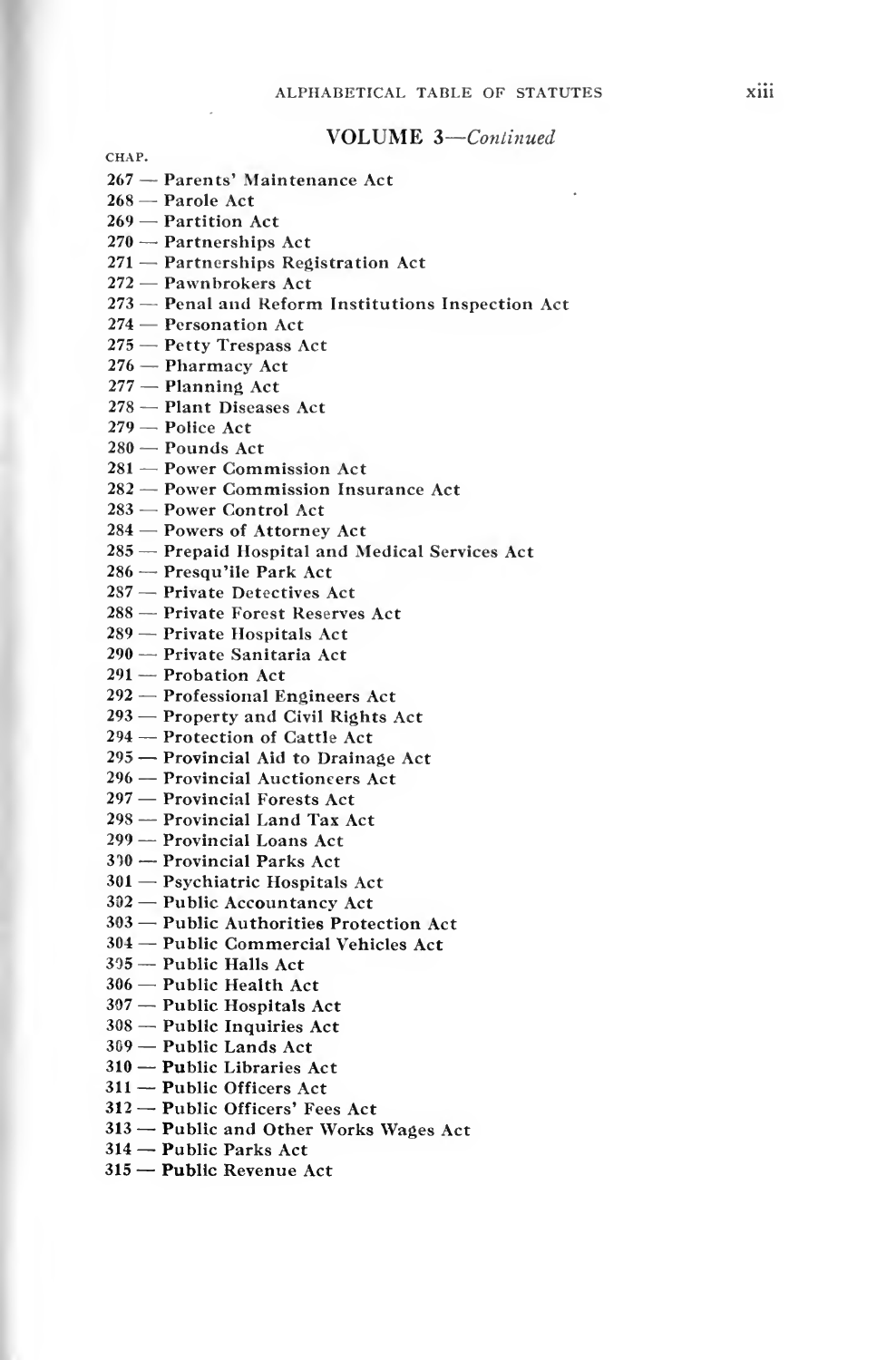## VOLUME 3—*Continued*

CHAP.

267 — Parents' Maintenance Act
268 — Parole Act
269 — Partition Act
270 — Partnerships Act
271 — Partnerships Registration Act
272 — Pawnbrokers Act
273 — Penal and Reform Institutions Inspection Act
274 — Personation Act
275 — Petty Trespass Act
276 — Pharmacy Act
277 — Planning Act
278 — Plant Diseases Act
279 — Police Act
280 — Pounds Act
281 — Power Commission Act
282 — Power Commission Insurance Act
283 — Power Control Act
284 — Powers of Attorney Act
285 — Prepaid Hospital and Medical Services Act
286 — Presqu'ile Park Act
287 — Private Detectives Act
288 — Private Forest Reserves Act
289 — Private Hospitals Act
290 — Private Sanitaria Act
291 — Probation Act
292 — Professional Engineers Act
293 — Property and Civil Rights Act
294 — Protection of Cattle Act
295 — Provincial Aid to Drainage Act
296 — Provincial Auctioneers Act
297 — Provincial Forests Act
298 — Provincial Land Tax Act
299 — Provincial Loans Act
300 — Provincial Parks Act
301 — Psychiatric Hospitals Act
302 — Public Accountancy Act
303 — Public Authorities Protection Act
304 — Public Commercial Vehicles Act
305 — Public Halls Act
306 — Public Health Act
307 — Public Hospitals Act
308 — Public Inquiries Act
309 — Public Lands Act
310 — Public Libraries Act
311 — Public Officers Act
312 — Public Officers' Fees Act
313 — Public and Other Works Wages Act
314 — Public Parks Act
315 — Public Revenue Act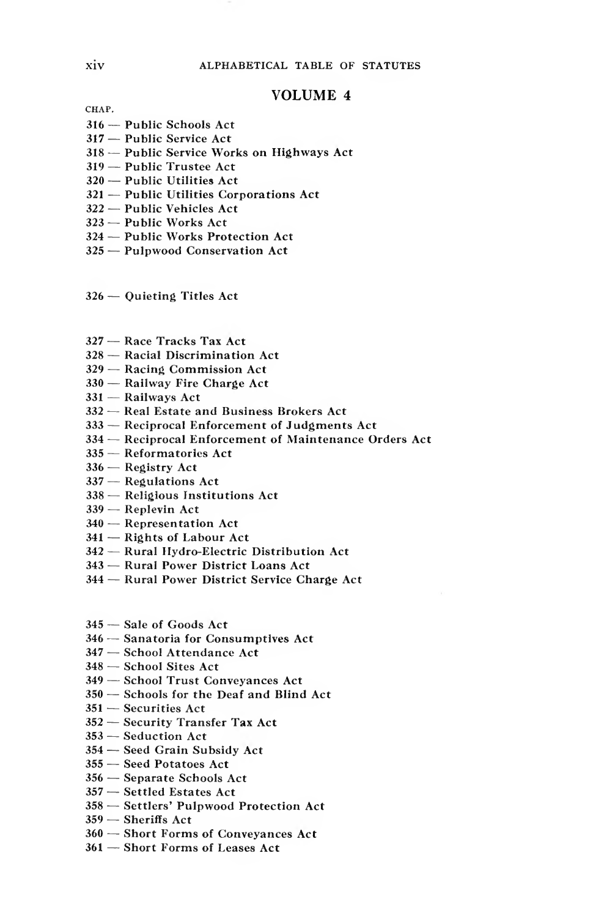## VOLUME 4

CHAP.

316 — Public Schools Act
317 — Public Service Act
318 — Public Service Works on Highways Act
319 — Public Trustee Act
320 — Public Utilities Act
321 — Public Utilities Corporations Act
322 — Public Vehicles Act
323 — Public Works Act
324 — Public Works Protection Act
325 — Pulpwood Conservation Act

326 — Quieting Titles Act

327 — Race Tracks Tax Act
328 — Racial Discrimination Act
329 — Racing Commission Act
330 — Railway Fire Charge Act
331 — Railways Act
332 — Real Estate and Business Brokers Act
333 — Reciprocal Enforcement of Judgments Act
334 — Reciprocal Enforcement of Maintenance Orders Act
335 — Reformatories Act
336 — Registry Act
337 — Regulations Act
338 — Religious Institutions Act
339 — Replevin Act
340 — Representation Act
341 — Rights of Labour Act
342 — Rural Hydro-Electric Distribution Act
343 — Rural Power District Loans Act
344 — Rural Power District Service Charge Act

345 — Sale of Goods Act
346 — Sanatoria for Consumptives Act
347 — School Attendance Act
348 — School Sites Act
349 — School Trust Conveyances Act
350 — Schools for the Deaf and Blind Act
351 — Securities Act
352 — Security Transfer Tax Act
353 — Seduction Act
354 — Seed Grain Subsidy Act
355 — Seed Potatoes Act
356 — Separate Schools Act
357 — Settled Estates Act
358 — Settlers' Pulpwood Protection Act
359 — Sheriffs Act
360 — Short Forms of Conveyances Act
361 — Short Forms of Leases Act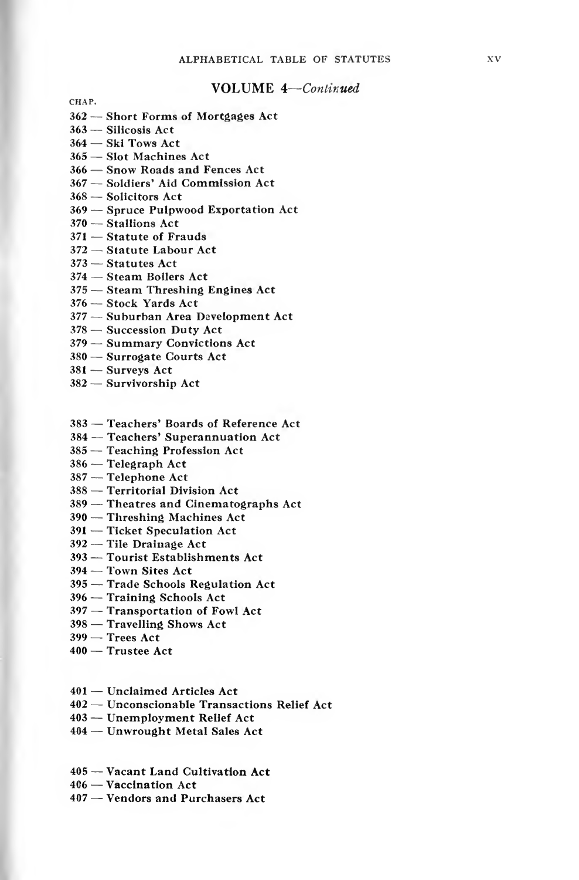## VOLUME 4—*Continued*

CHAP.

362 — Short Forms of Mortgages Act
363 — Silicosis Act
364 — Ski Tows Act
365 — Slot Machines Act
366 — Snow Roads and Fences Act
367 — Soldiers' Aid Commission Act
368 — Solicitors Act
369 — Spruce Pulpwood Exportation Act
370 — Stallions Act
371 — Statute of Frauds
372 — Statute Labour Act
373 — Statutes Act
374 — Steam Boilers Act
375 — Steam Threshing Engines Act
376 — Stock Yards Act
377 — Suburban Area Development Act
378 — Succession Duty Act
379 — Summary Convictions Act
380 — Surrogate Courts Act
381 — Surveys Act
382 — Survivorship Act

383 — Teachers' Boards of Reference Act
384 — Teachers' Superannuation Act
385 — Teaching Profession Act
386 — Telegraph Act
387 — Telephone Act
388 — Territorial Division Act
389 — Theatres and Cinematographs Act
390 — Threshing Machines Act
391 — Ticket Speculation Act
392 — Tile Drainage Act
393 — Tourist Establishments Act
394 — Town Sites Act
395 — Trade Schools Regulation Act
396 — Training Schools Act
397 — Transportation of Fowl Act
398 — Travelling Shows Act
399 — Trees Act
400 — Trustee Act

401 — Unclaimed Articles Act
402 — Unconscionable Transactions Relief Act
403 — Unemployment Relief Act
404 — Unwrought Metal Sales Act

405 — Vacant Land Cultivation Act
406 — Vaccination Act
407 — Vendors and Purchasers Act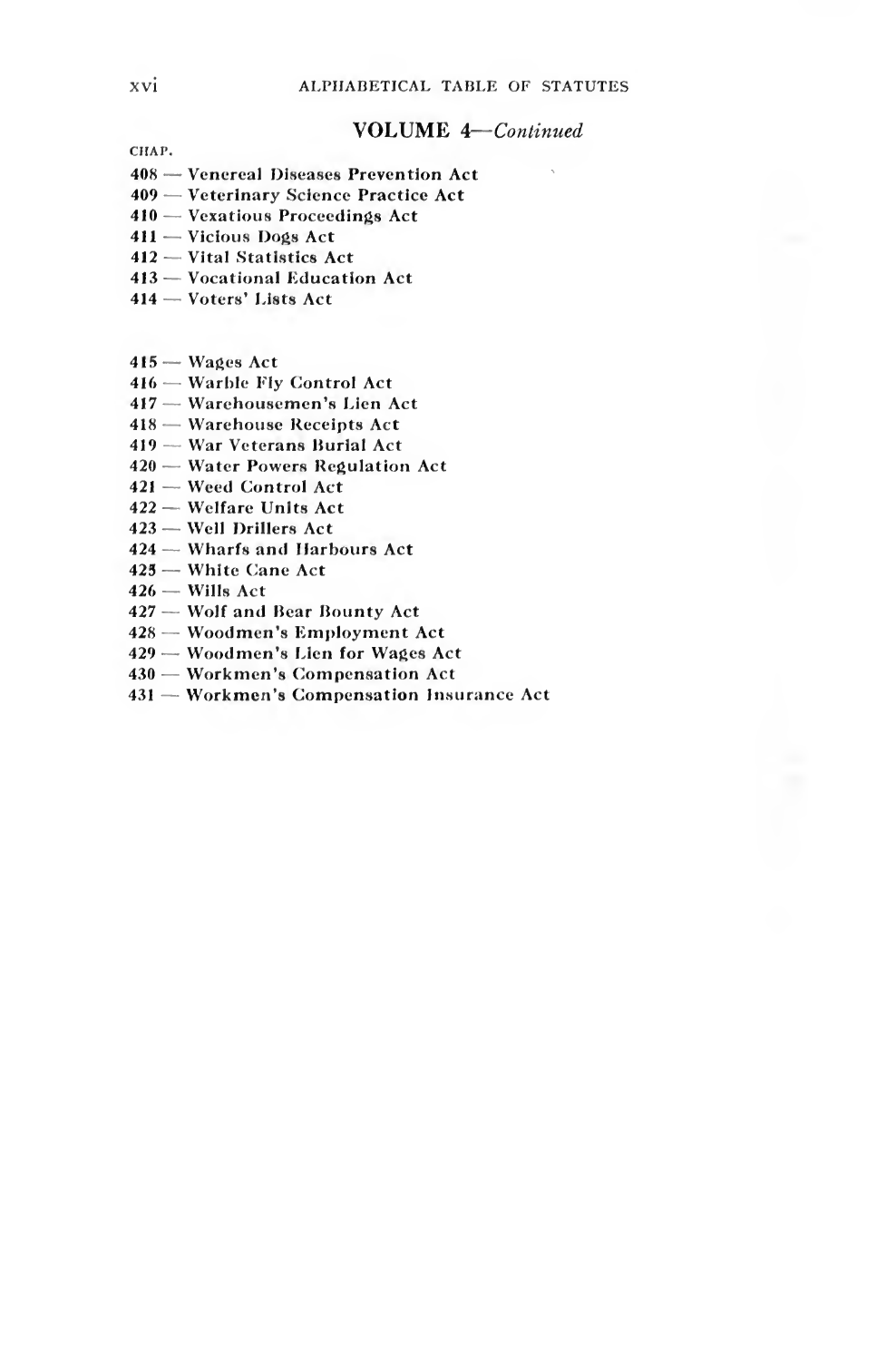## VOLUME 4—*Continued*

CHAP.

408 — Venereal Diseases Prevention Act
409 — Veterinary Science Practice Act
410 — Vexatious Proceedings Act
411 — Vicious Dogs Act
412 — Vital Statistics Act
413 — Vocational Education Act
414 — Voters' Lists Act

415 — Wages Act
416 — Warble Fly Control Act
417 — Warehousemen's Lien Act
418 — Warehouse Receipts Act
419 — War Veterans Burial Act
420 — Water Powers Regulation Act
421 — Weed Control Act
422 — Welfare Units Act
423 — Well Drillers Act
424 — Wharfs and Harbours Act
425 — White Cane Act
426 — Wills Act
427 — Wolf and Bear Bounty Act
428 — Woodmen's Employment Act
429 — Woodmen's Lien for Wages Act
430 — Workmen's Compensation Act
431 — Workmen's Compensation Insurance Act